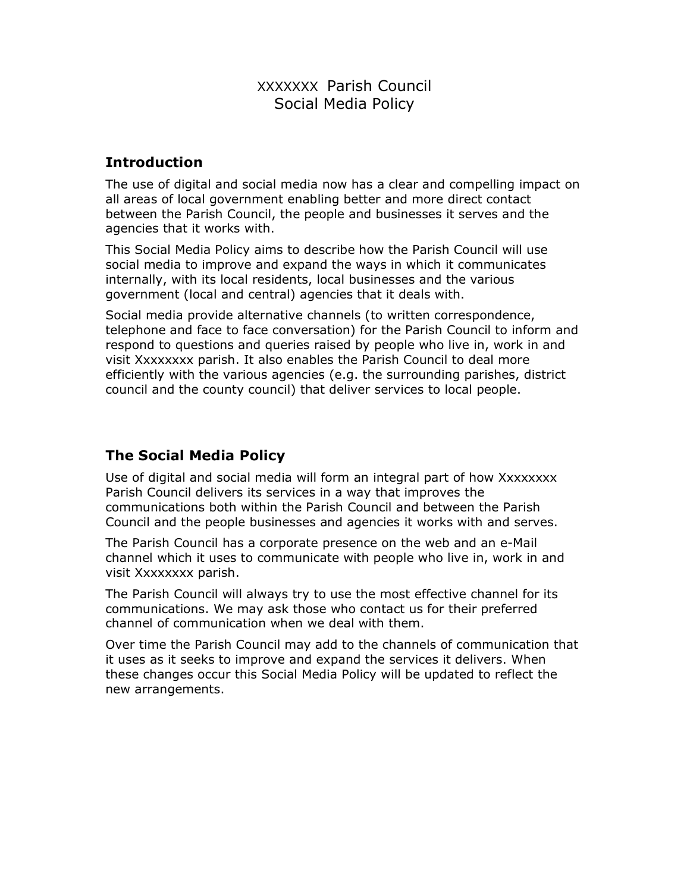# XXXXXXX Parish Council
# Social Media Policy

## Introduction

The use of digital and social media now has a clear and compelling impact on all areas of local government enabling better and more direct contact between the Parish Council, the people and businesses it serves and the agencies that it works with.

This Social Media Policy aims to describe how the Parish Council will use social media to improve and expand the ways in which it communicates internally, with its local residents, local businesses and the various government (local and central) agencies that it deals with.

Social media provide alternative channels (to written correspondence, telephone and face to face conversation) for the Parish Council to inform and respond to questions and queries raised by people who live in, work in and visit Xxxxxxxx parish. It also enables the Parish Council to deal more efficiently with the various agencies (e.g. the surrounding parishes, district council and the county council) that deliver services to local people.

## The Social Media Policy

Use of digital and social media will form an integral part of how Xxxxxxxx Parish Council delivers its services in a way that improves the communications both within the Parish Council and between the Parish Council and the people businesses and agencies it works with and serves.

The Parish Council has a corporate presence on the web and an e-Mail channel which it uses to communicate with people who live in, work in and visit Xxxxxxxx parish.

The Parish Council will always try to use the most effective channel for its communications. We may ask those who contact us for their preferred channel of communication when we deal with them.

Over time the Parish Council may add to the channels of communication that it uses as it seeks to improve and expand the services it delivers. When these changes occur this Social Media Policy will be updated to reflect the new arrangements.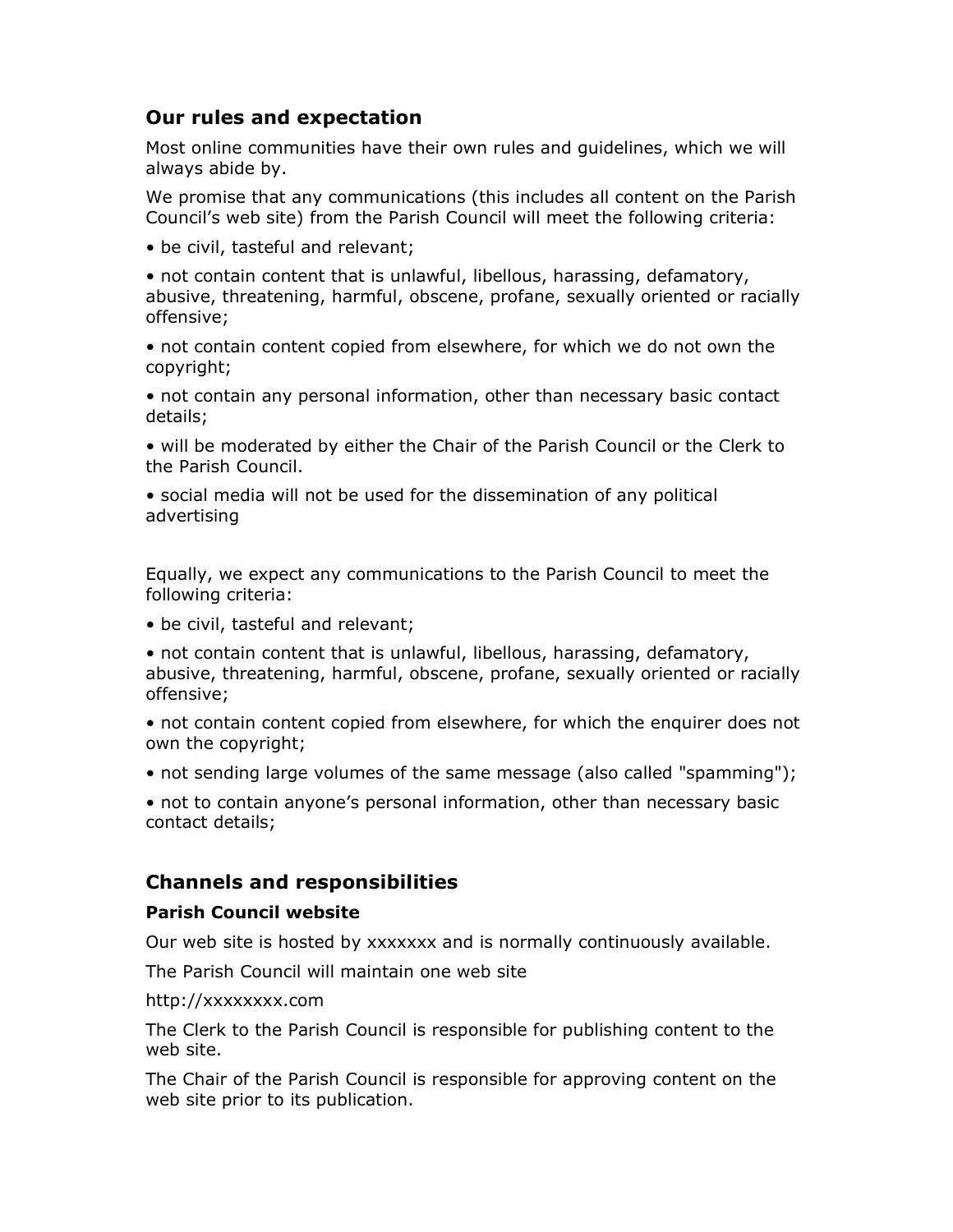## Our rules and expectation

Most online communities have their own rules and guidelines, which we will always abide by.

We promise that any communications (this includes all content on the Parish Council's web site) from the Parish Council will meet the following criteria:

- be civil, tasteful and relevant;
- not contain content that is unlawful, libellous, harassing, defamatory, abusive, threatening, harmful, obscene, profane, sexually oriented or racially offensive;
- not contain content copied from elsewhere, for which we do not own the copyright;
- not contain any personal information, other than necessary basic contact details;
- will be moderated by either the Chair of the Parish Council or the Clerk to the Parish Council.
- social media will not be used for the dissemination of any political advertising

Equally, we expect any communications to the Parish Council to meet the following criteria:

- be civil, tasteful and relevant;
- not contain content that is unlawful, libellous, harassing, defamatory, abusive, threatening, harmful, obscene, profane, sexually oriented or racially offensive;
- not contain content copied from elsewhere, for which the enquirer does not own the copyright;
- not sending large volumes of the same message (also called "spamming");
- not to contain anyone's personal information, other than necessary basic contact details;

## Channels and responsibilities

### Parish Council website

Our web site is hosted by xxxxxxx and is normally continuously available.

The Parish Council will maintain one web site

http://xxxxxxxx.com

The Clerk to the Parish Council is responsible for publishing content to the web site.

The Chair of the Parish Council is responsible for approving content on the web site prior to its publication.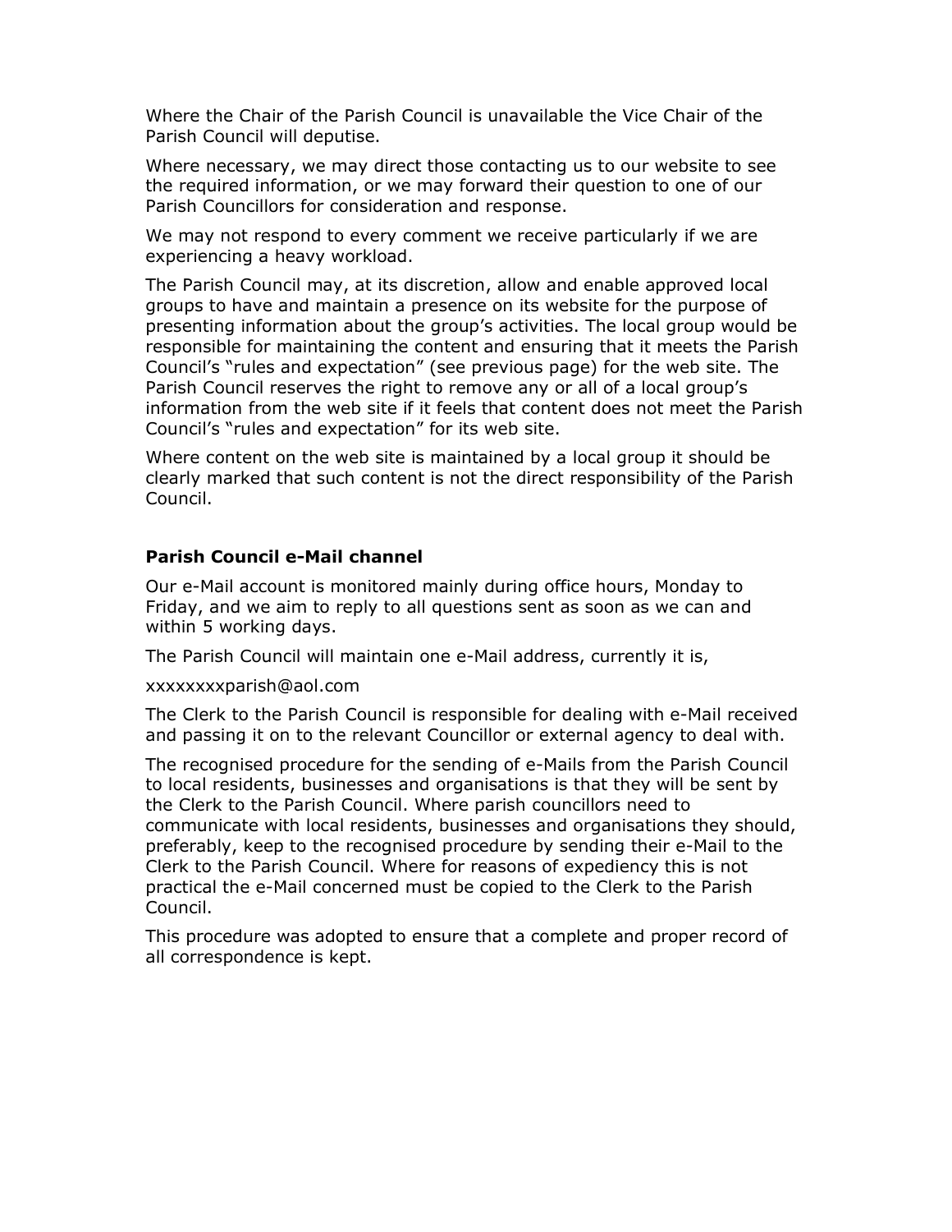Where the Chair of the Parish Council is unavailable the Vice Chair of the Parish Council will deputise.

Where necessary, we may direct those contacting us to our website to see the required information, or we may forward their question to one of our Parish Councillors for consideration and response.

We may not respond to every comment we receive particularly if we are experiencing a heavy workload.

The Parish Council may, at its discretion, allow and enable approved local groups to have and maintain a presence on its website for the purpose of presenting information about the group's activities. The local group would be responsible for maintaining the content and ensuring that it meets the Parish Council's "rules and expectation" (see previous page) for the web site. The Parish Council reserves the right to remove any or all of a local group's information from the web site if it feels that content does not meet the Parish Council's "rules and expectation" for its web site.

Where content on the web site is maintained by a local group it should be clearly marked that such content is not the direct responsibility of the Parish Council.

### Parish Council e-Mail channel

Our e-Mail account is monitored mainly during office hours, Monday to Friday, and we aim to reply to all questions sent as soon as we can and within 5 working days.

The Parish Council will maintain one e-Mail address, currently it is,

xxxxxxxxparish@aol.com

The Clerk to the Parish Council is responsible for dealing with e-Mail received and passing it on to the relevant Councillor or external agency to deal with.

The recognised procedure for the sending of e-Mails from the Parish Council to local residents, businesses and organisations is that they will be sent by the Clerk to the Parish Council. Where parish councillors need to communicate with local residents, businesses and organisations they should, preferably, keep to the recognised procedure by sending their e-Mail to the Clerk to the Parish Council. Where for reasons of expediency this is not practical the e-Mail concerned must be copied to the Clerk to the Parish Council.

This procedure was adopted to ensure that a complete and proper record of all correspondence is kept.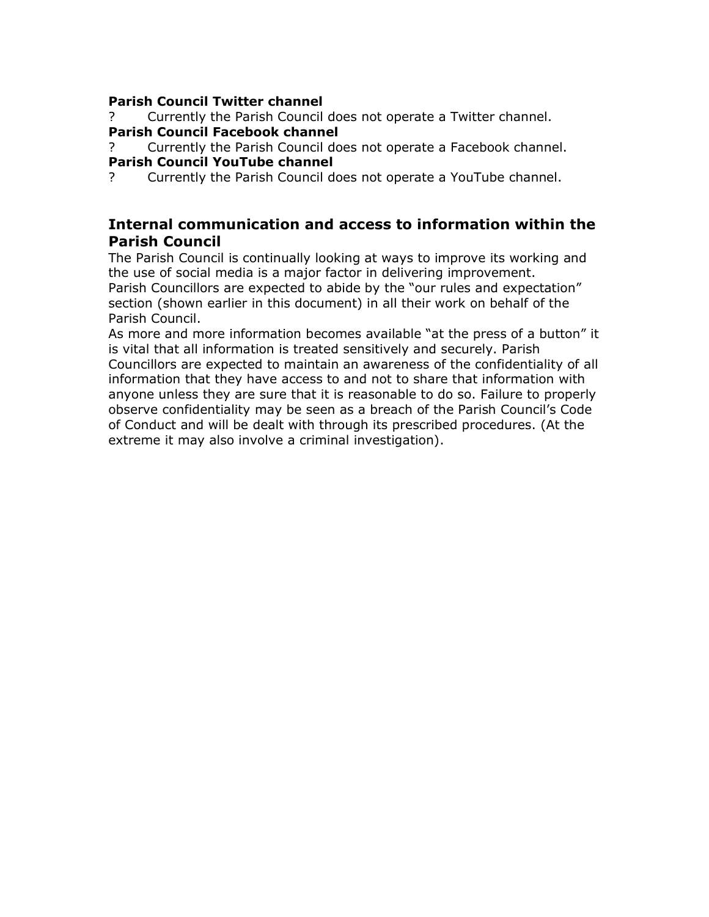**Parish Council Twitter channel**

? Currently the Parish Council does not operate a Twitter channel.

**Parish Council Facebook channel**

? Currently the Parish Council does not operate a Facebook channel.

**Parish Council YouTube channel**

? Currently the Parish Council does not operate a YouTube channel.

## Internal communication and access to information within the Parish Council

The Parish Council is continually looking at ways to improve its working and the use of social media is a major factor in delivering improvement.
Parish Councillors are expected to abide by the "our rules and expectation" section (shown earlier in this document) in all their work on behalf of the Parish Council.
As more and more information becomes available "at the press of a button" it is vital that all information is treated sensitively and securely. Parish Councillors are expected to maintain an awareness of the confidentiality of all information that they have access to and not to share that information with anyone unless they are sure that it is reasonable to do so. Failure to properly observe confidentiality may be seen as a breach of the Parish Council's Code of Conduct and will be dealt with through its prescribed procedures. (At the extreme it may also involve a criminal investigation).